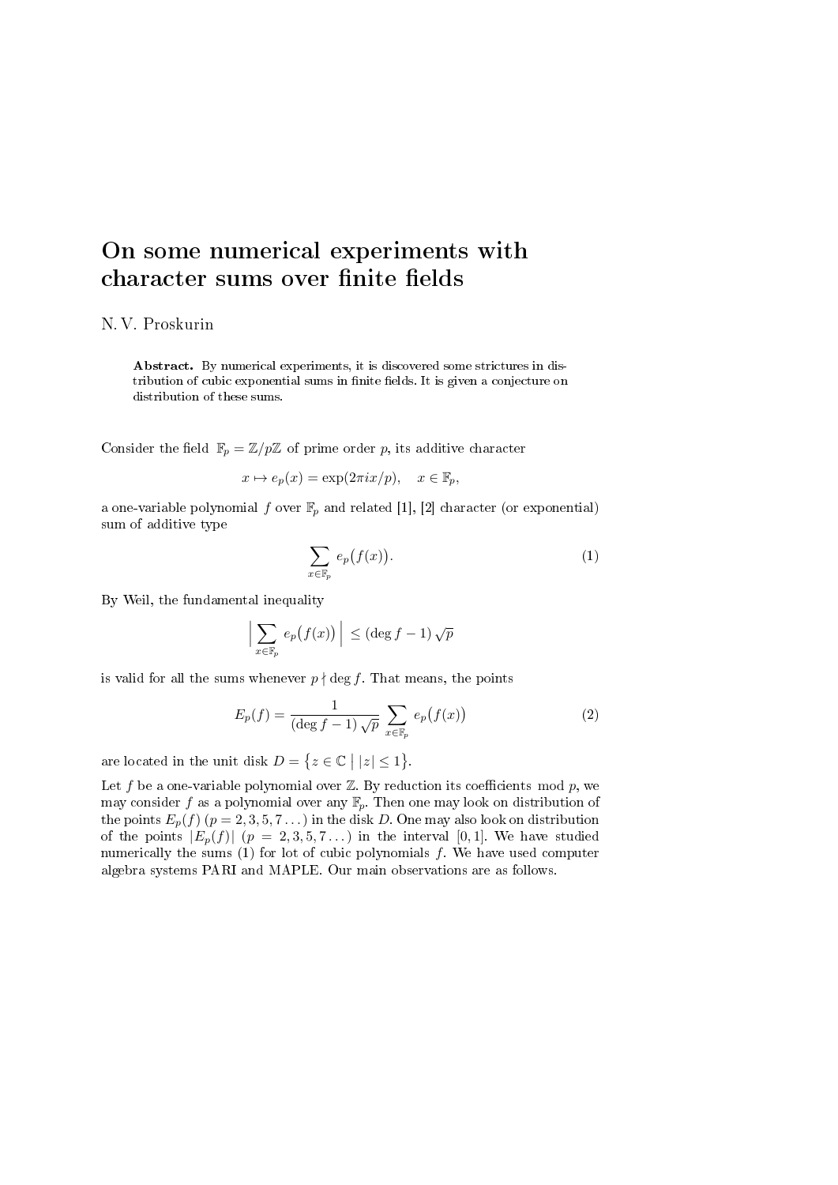# On some numerical experiments with character sums over finite fields

N. V. Proskurin

**Abstract.** By numerical experiments, it is discovered some strictures in distribution of cubic exponential sums in finite fields. It is given a conjecture on distribution of these sums.

Consider the field $\mathbb{F}_p = \mathbb{Z}/p\mathbb{Z}$ of prime order $p$, its additive character

$$x \mapsto e_p(x) = \exp(2\pi i x/p), \quad x \in \mathbb{F}_p,$$

a one-variable polynomial $f$ over $\mathbb{F}_p$ and related [1], [2] character (or exponential) sum of additive type

$$\sum_{x \in \mathbb{F}_p} e_p\big(f(x)\big). \tag{1}$$

By Weil, the fundamental inequality

$$\Big| \sum_{x \in \mathbb{F}_p} e_p\big(f(x)\big) \Big| \le (\deg f - 1)\sqrt{p}$$

is valid for all the sums whenever $p \nmid \deg f$. That means, the points

$$E_p(f) = \frac{1}{(\deg f - 1)\sqrt{p}} \sum_{x \in \mathbb{F}_p} e_p\big(f(x)\big) \tag{2}$$

are located in the unit disk $D = \big\{ z \in \mathbb{C} \;\big|\; |z| \le 1 \big\}$.

Let $f$ be a one-variable polynomial over $\mathbb{Z}$. By reduction its coefficients $\bmod\ p$, we may consider $f$ as a polynomial over any $\mathbb{F}_p$. Then one may look on distribution of the points $E_p(f)$ $(p = 2, 3, 5, 7\ldots)$ in the disk $D$. One may also look on distribution of the points $|E_p(f)|$ $(p = 2, 3, 5, 7\ldots)$ in the interval $[0, 1]$. We have studied numerically the sums (1) for lot of cubic polynomials $f$. We have used computer algebra systems PARI and MAPLE. Our main observations are as follows.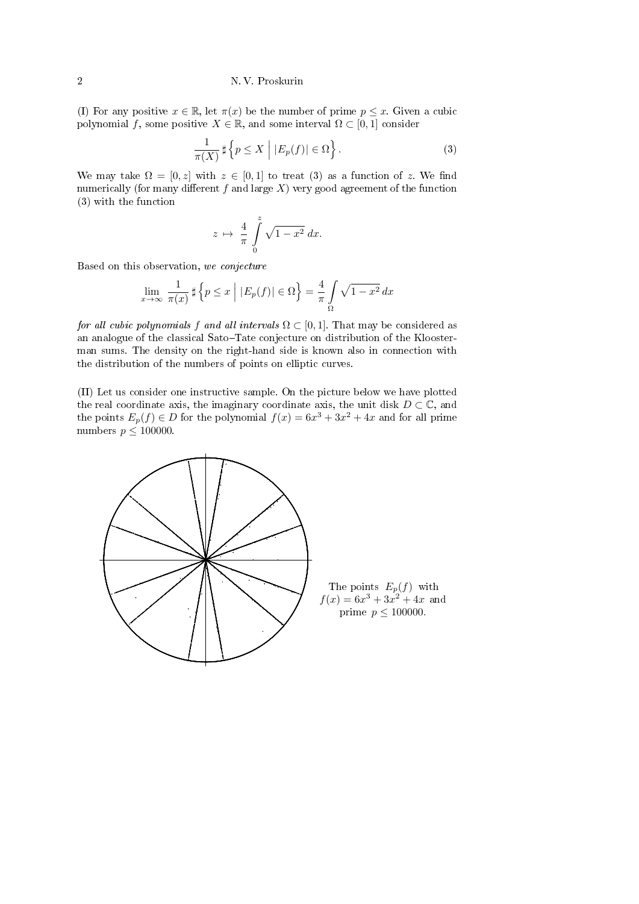(I) For any positive $x \in \mathbb{R}$, let $\pi(x)$ be the number of prime $p \le x$. Given a cubic polynomial $f$, some positive $X \in \mathbb{R}$, and some interval $\Omega \subset [0,1]$ consider

$$\frac{1}{\pi(X)} \sharp \Big\{ p \le X \;\Big|\; |E_p(f)| \in \Omega \Big\}. \tag{3}$$

We may take $\Omega = [0, z]$ with $z \in [0,1]$ to treat (3) as a function of $z$. We find numerically (for many different $f$ and large $X$) very good agreement of the function (3) with the function

$$z \mapsto \frac{4}{\pi} \int_0^z \sqrt{1-x^2}\, dx.$$

Based on this observation, *we conjecture*

$$\lim_{x \to \infty} \frac{1}{\pi(x)} \sharp \Big\{ p \le x \;\Big|\; |E_p(f)| \in \Omega \Big\} = \frac{4}{\pi} \int_\Omega \sqrt{1-x^2}\, dx$$

*for all cubic polynomials $f$ and all intervals $\Omega \subset [0,1]$.* That may be considered as an analogue of the classical Sato–Tate conjecture on distribution of the Kloosterman sums. The density on the right-hand side is known also in connection with the distribution of the numbers of points on elliptic curves.

(II) Let us consider one instructive sample. On the picture below we have plotted the real coordinate axis, the imaginary coordinate axis, the unit disk $D \subset \mathbb{C}$, and the points $E_p(f) \in D$ for the polynomial $f(x) = 6x^3 + 3x^2 + 4x$ and for all prime numbers $p \le 100000$.

The points $E_p(f)$ with $f(x) = 6x^3 + 3x^2 + 4x$ and prime $p \le 100000$.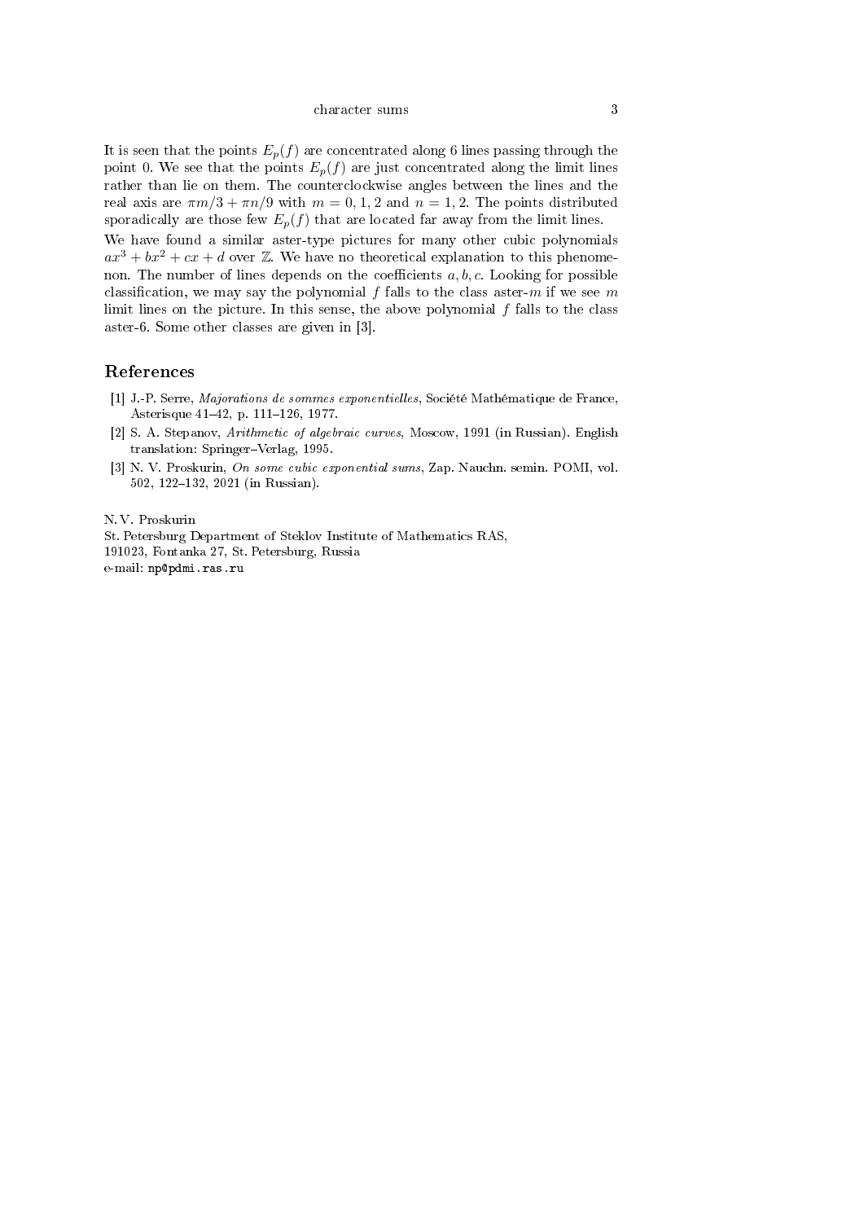It is seen that the points $E_p(f)$ are concentrated along 6 lines passing through the point 0. We see that the points $E_p(f)$ are just concentrated along the limit lines rather than lie on them. The counterclockwise angles between the lines and the real axis are $\pi m/3 + \pi n/9$ with $m = 0, 1, 2$ and $n = 1, 2$. The points distributed sporadically are those few $E_p(f)$ that are located far away from the limit lines.

We have found a similar aster-type pictures for many other cubic polynomials $ax^3 + bx^2 + cx + d$ over $\mathbb{Z}$. We have no theoretical explanation to this phenomenon. The number of lines depends on the coefficients $a, b, c$. Looking for possible classification, we may say the polynomial $f$ falls to the class aster-$m$ if we see $m$ limit lines on the picture. In this sense, the above polynomial $f$ falls to the class aster-6. Some other classes are given in [3].

## References

[1] J.-P. Serre, *Majorations de sommes exponentielles*, Société Mathématique de France, Asterisque 41–42, p. 111–126, 1977.

[2] S. A. Stepanov, *Arithmetic of algebraic curves*, Moscow, 1991 (in Russian). English translation: Springer–Verlag, 1995.

[3] N. V. Proskurin, *On some cubic exponential sums*, Zap. Nauchn. semin. POMI, vol. 502, 122–132, 2021 (in Russian).

N. V. Proskurin
St. Petersburg Department of Steklov Institute of Mathematics RAS,
191023, Fontanka 27, St. Petersburg, Russia
e-mail: np@pdmi.ras.ru